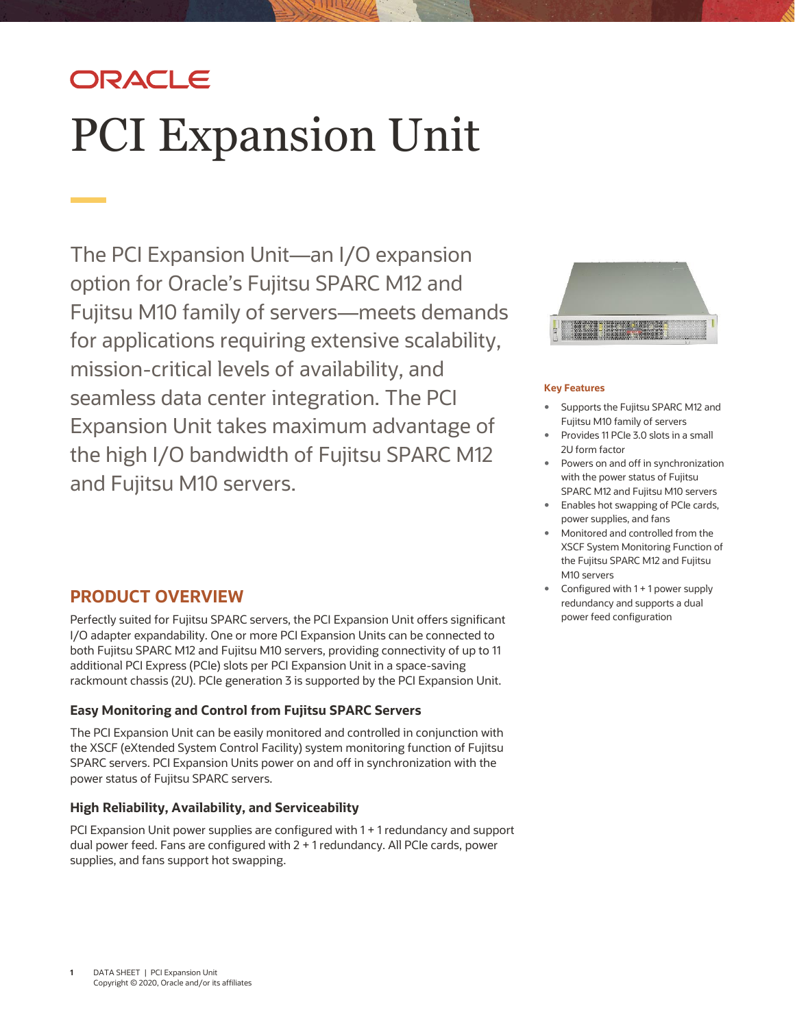ORACLE

# PCI Expansion Unit

The PCI Expansion Unit—an I/O expansion option for Oracle's Fujitsu SPARC M12 and Fujitsu M10 family of servers—meets demands for applications requiring extensive scalability, mission-critical levels of availability, and seamless data center integration. The PCI Expansion Unit takes maximum advantage of the high I/O bandwidth of Fujitsu SPARC M12 and Fujitsu M10 servers.

**Key Features**

- Supports the Fujitsu SPARC M12 and Fujitsu M10 family of servers
- Provides 11 PCIe 3.0 slots in a small 2U form factor
- Powers on and off in synchronization with the power status of Fujitsu SPARC M12 and Fujitsu M10 servers
- Enables hot swapping of PCIe cards, power supplies, and fans
- Monitored and controlled from the XSCF System Monitoring Function of the Fujitsu SPARC M12 and Fujitsu M10 servers
- Configured with 1 + 1 power supply redundancy and supports a dual power feed configuration

## PRODUCT OVERVIEW

Perfectly suited for Fujitsu SPARC servers, the PCI Expansion Unit offers significant I/O adapter expandability. One or more PCI Expansion Units can be connected to both Fujitsu SPARC M12 and Fujitsu M10 servers, providing connectivity of up to 11 additional PCI Express (PCIe) slots per PCI Expansion Unit in a space-saving rackmount chassis (2U). PCIe generation 3 is supported by the PCI Expansion Unit.

### Easy Monitoring and Control from Fujitsu SPARC Servers

The PCI Expansion Unit can be easily monitored and controlled in conjunction with the XSCF (eXtended System Control Facility) system monitoring function of Fujitsu SPARC servers. PCI Expansion Units power on and off in synchronization with the power status of Fujitsu SPARC servers.

### High Reliability, Availability, and Serviceability

PCI Expansion Unit power supplies are configured with 1 + 1 redundancy and support dual power feed. Fans are configured with 2 + 1 redundancy. All PCIe cards, power supplies, and fans support hot swapping.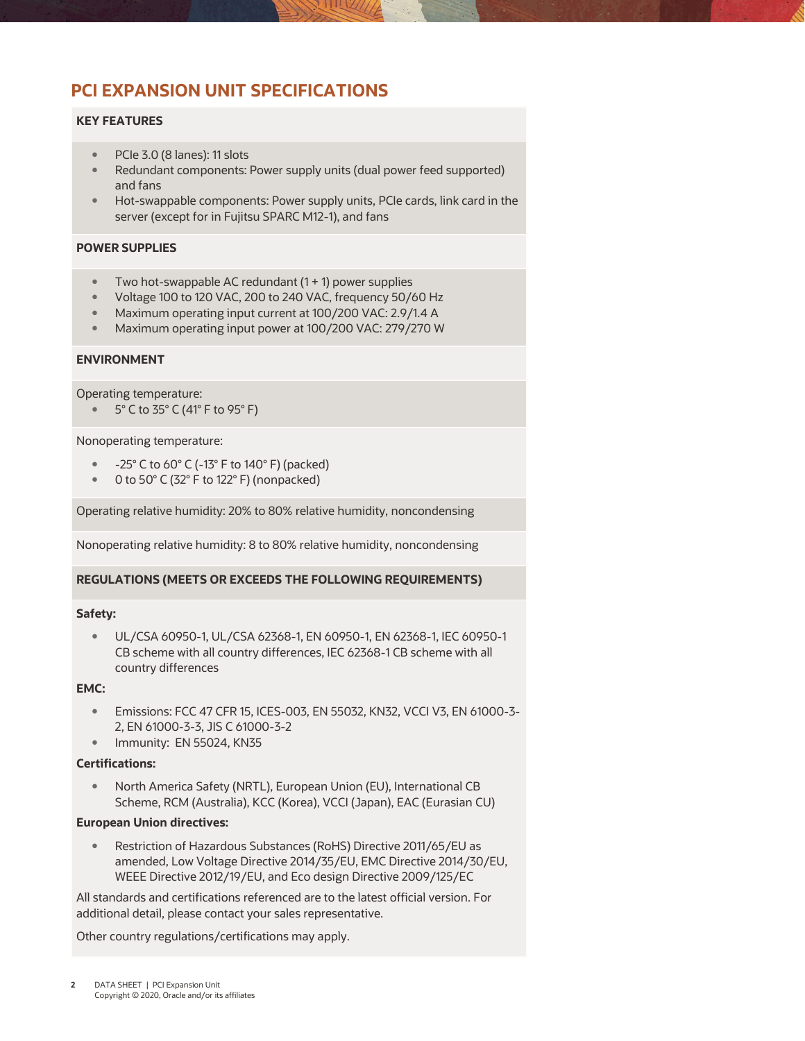## PCI EXPANSION UNIT SPECIFICATIONS

### KEY FEATURES

- PCIe 3.0 (8 lanes): 11 slots
- Redundant components: Power supply units (dual power feed supported) and fans
- Hot-swappable components: Power supply units, PCIe cards, link card in the server (except for in Fujitsu SPARC M12-1), and fans

### POWER SUPPLIES

- Two hot-swappable AC redundant (1 + 1) power supplies
- Voltage 100 to 120 VAC, 200 to 240 VAC, frequency 50/60 Hz
- Maximum operating input current at 100/200 VAC: 2.9/1.4 A
- Maximum operating input power at 100/200 VAC: 279/270 W

### ENVIRONMENT

Operating temperature:

- 5° C to 35° C (41° F to 95° F)

Nonoperating temperature:

- -25° C to 60° C (-13° F to 140° F) (packed)
- 0 to 50° C (32° F to 122° F) (nonpacked)

Operating relative humidity: 20% to 80% relative humidity, noncondensing

Nonoperating relative humidity: 8 to 80% relative humidity, noncondensing

### REGULATIONS (MEETS OR EXCEEDS THE FOLLOWING REQUIREMENTS)

**Safety:**

- UL/CSA 60950-1, UL/CSA 62368-1, EN 60950-1, EN 62368-1, IEC 60950-1 CB scheme with all country differences, IEC 62368-1 CB scheme with all country differences

**EMC:**

- Emissions: FCC 47 CFR 15, ICES-003, EN 55032, KN32, VCCI V3, EN 61000-3-2, EN 61000-3-3, JIS C 61000-3-2
- Immunity: EN 55024, KN35

**Certifications:**

- North America Safety (NRTL), European Union (EU), International CB Scheme, RCM (Australia), KCC (Korea), VCCI (Japan), EAC (Eurasian CU)

**European Union directives:**

- Restriction of Hazardous Substances (RoHS) Directive 2011/65/EU as amended, Low Voltage Directive 2014/35/EU, EMC Directive 2014/30/EU, WEEE Directive 2012/19/EU, and Eco design Directive 2009/125/EC

All standards and certifications referenced are to the latest official version. For additional detail, please contact your sales representative.

Other country regulations/certifications may apply.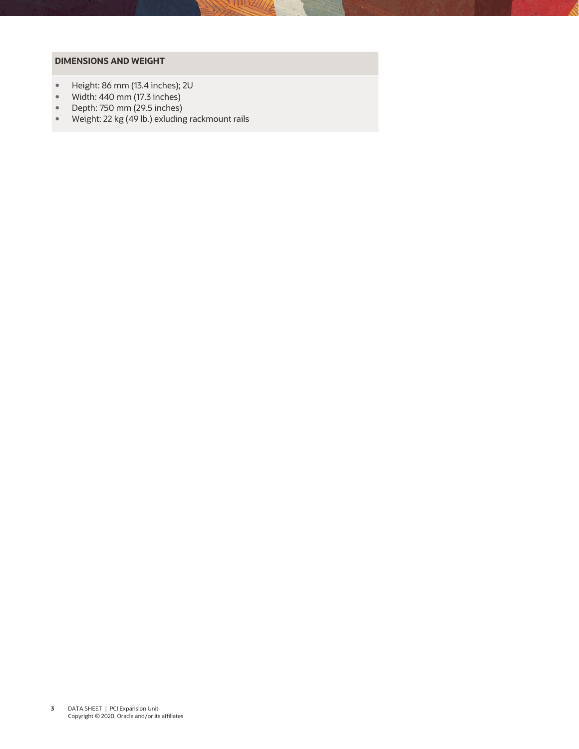## DIMENSIONS AND WEIGHT

- Height: 86 mm (13.4 inches); 2U
- Width: 440 mm (17.3 inches)
- Depth: 750 mm (29.5 inches)
- Weight: 22 kg (49 lb.) exluding rackmount rails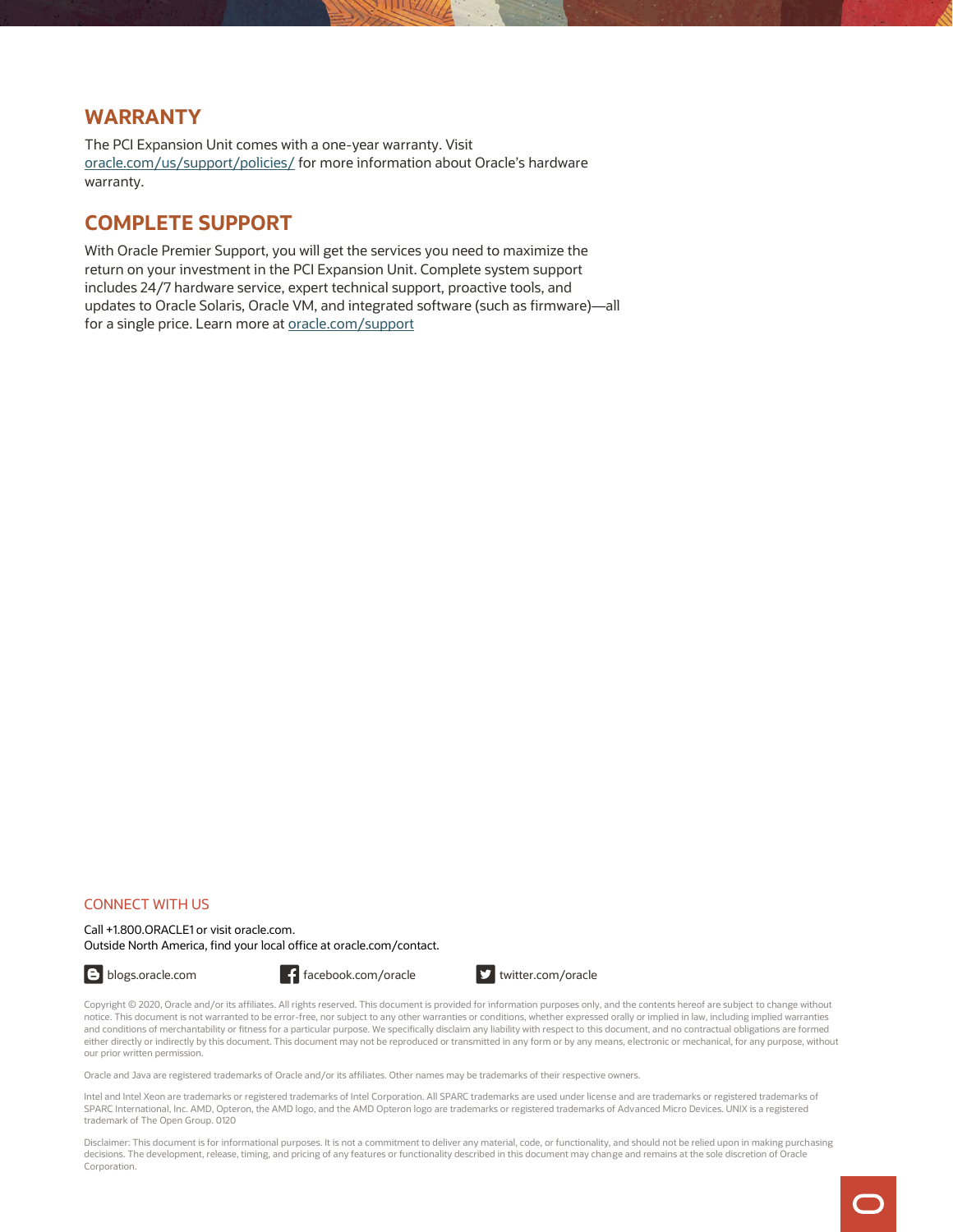## WARRANTY

The PCI Expansion Unit comes with a one-year warranty. Visit [oracle.com/us/support/policies/](oracle.com/us/support/policies/) for more information about Oracle's hardware warranty.

## COMPLETE SUPPORT

With Oracle Premier Support, you will get the services you need to maximize the return on your investment in the PCI Expansion Unit. Complete system support includes 24/7 hardware service, expert technical support, proactive tools, and updates to Oracle Solaris, Oracle VM, and integrated software (such as firmware)—all for a single price. Learn more at [oracle.com/support](oracle.com/support)

### CONNECT WITH US

Call +1.800.ORACLE1 or visit oracle.com.
Outside North America, find your local office at oracle.com/contact.

blogs.oracle.com    facebook.com/oracle    twitter.com/oracle

Copyright © 2020, Oracle and/or its affiliates. All rights reserved. This document is provided for information purposes only, and the contents hereof are subject to change without notice. This document is not warranted to be error-free, nor subject to any other warranties or conditions, whether expressed orally or implied in law, including implied warranties and conditions of merchantability or fitness for a particular purpose. We specifically disclaim any liability with respect to this document, and no contractual obligations are formed either directly or indirectly by this document. This document may not be reproduced or transmitted in any form or by any means, electronic or mechanical, for any purpose, without our prior written permission.

Oracle and Java are registered trademarks of Oracle and/or its affiliates. Other names may be trademarks of their respective owners.

Intel and Intel Xeon are trademarks or registered trademarks of Intel Corporation. All SPARC trademarks are used under license and are trademarks or registered trademarks of SPARC International, Inc. AMD, Opteron, the AMD logo, and the AMD Opteron logo are trademarks or registered trademarks of Advanced Micro Devices. UNIX is a registered trademark of The Open Group. 0120

Disclaimer: This document is for informational purposes. It is not a commitment to deliver any material, code, or functionality, and should not be relied upon in making purchasing decisions. The development, release, timing, and pricing of any features or functionality described in this document may change and remains at the sole discretion of Oracle Corporation.